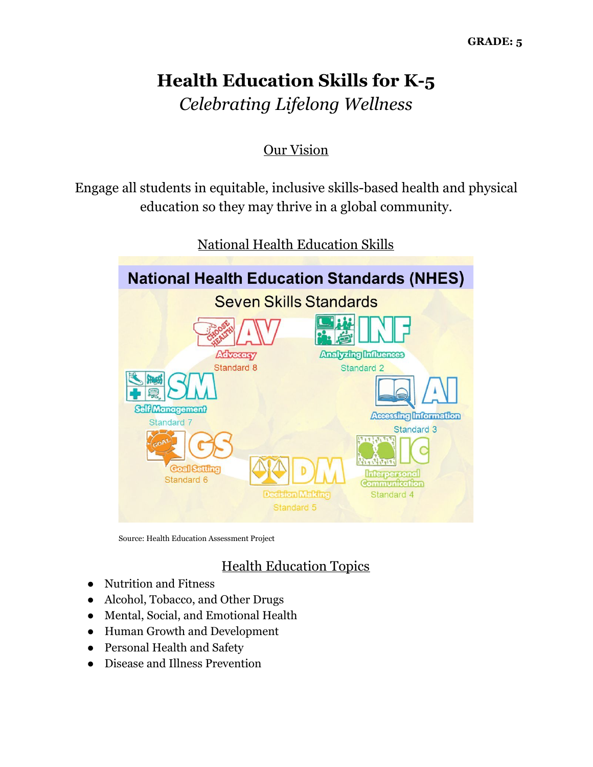**GRADE: 5**

# Health Education Skills for K-5

*Celebrating Lifelong Wellness*

## Our Vision

Engage all students in equitable, inclusive skills-based health and physical education so they may thrive in a global community.

## National Health Education Skills

**National Health Education Standards (NHES)**

Seven Skills Standards

- AV – Advocacy – Standard 8
- INF – Analyzing Influences – Standard 2
- SM – Self Management – Standard 7
- AI – Accessing Information – Standard 3
- GS – Goal Setting – Standard 6
- DM – Decision Making – Standard 5
- IC – Interpersonal Communication – Standard 4

Source: Health Education Assessment Project

## Health Education Topics

- Nutrition and Fitness
- Alcohol, Tobacco, and Other Drugs
- Mental, Social, and Emotional Health
- Human Growth and Development
- Personal Health and Safety
- Disease and Illness Prevention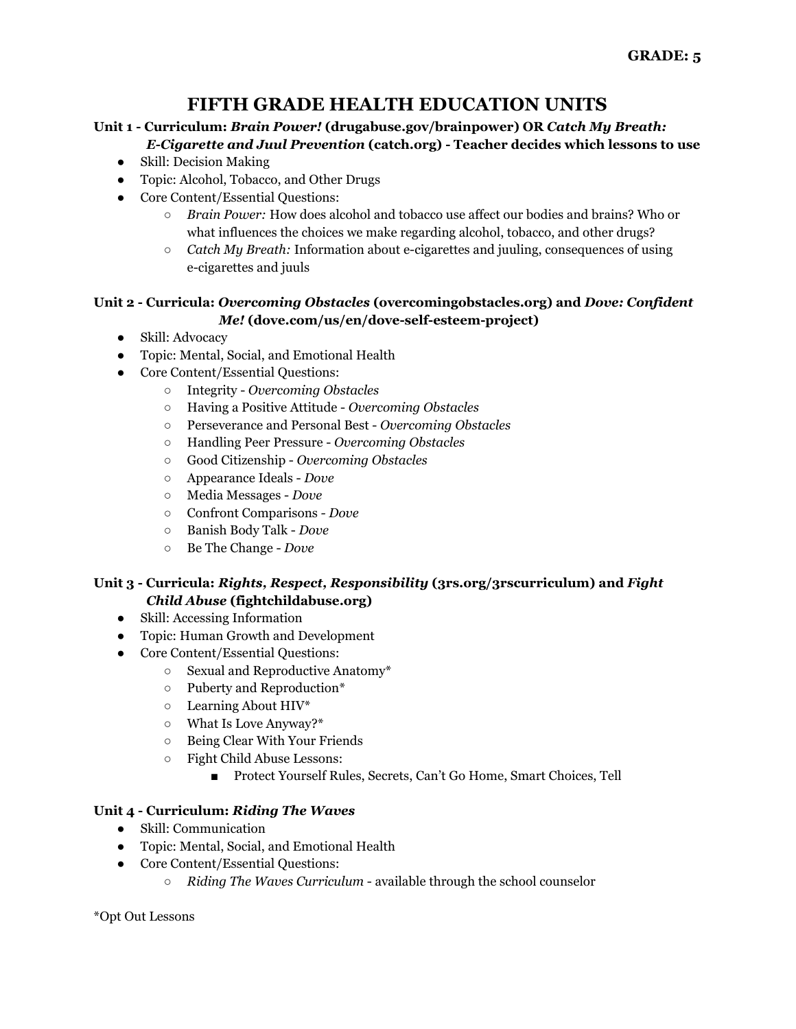**GRADE: 5**

# FIFTH GRADE HEALTH EDUCATION UNITS

**Unit 1 - Curriculum: *Brain Power!* (drugabuse.gov/brainpower) OR *Catch My Breath: E-Cigarette and Juul Prevention* (catch.org) - Teacher decides which lessons to use**

- Skill: Decision Making
- Topic: Alcohol, Tobacco, and Other Drugs
- Core Content/Essential Questions:
    - *Brain Power:* How does alcohol and tobacco use affect our bodies and brains? Who or what influences the choices we make regarding alcohol, tobacco, and other drugs?
    - *Catch My Breath:* Information about e-cigarettes and juuling, consequences of using e-cigarettes and juuls

**Unit 2 - Curricula: *Overcoming Obstacles* (overcomingobstacles.org) and *Dove: Confident Me!* (dove.com/us/en/dove-self-esteem-project)**

- Skill: Advocacy
- Topic: Mental, Social, and Emotional Health
- Core Content/Essential Questions:
    - Integrity - *Overcoming Obstacles*
    - Having a Positive Attitude - *Overcoming Obstacles*
    - Perseverance and Personal Best - *Overcoming Obstacles*
    - Handling Peer Pressure - *Overcoming Obstacles*
    - Good Citizenship - *Overcoming Obstacles*
    - Appearance Ideals - *Dove*
    - Media Messages - *Dove*
    - Confront Comparisons - *Dove*
    - Banish Body Talk - *Dove*
    - Be The Change - *Dove*

**Unit 3 - Curricula: *Rights, Respect, Responsibility* (3rs.org/3rscurriculum) and *Fight Child Abuse* (fightchildabuse.org)**

- Skill: Accessing Information
- Topic: Human Growth and Development
- Core Content/Essential Questions:
    - Sexual and Reproductive Anatomy*
    - Puberty and Reproduction*
    - Learning About HIV*
    - What Is Love Anyway?*
    - Being Clear With Your Friends
    - Fight Child Abuse Lessons:
        - Protect Yourself Rules, Secrets, Can't Go Home, Smart Choices, Tell

**Unit 4 - Curriculum: *Riding The Waves***

- Skill: Communication
- Topic: Mental, Social, and Emotional Health
- Core Content/Essential Questions:
    - *Riding The Waves Curriculum* - available through the school counselor

*Opt Out Lessons